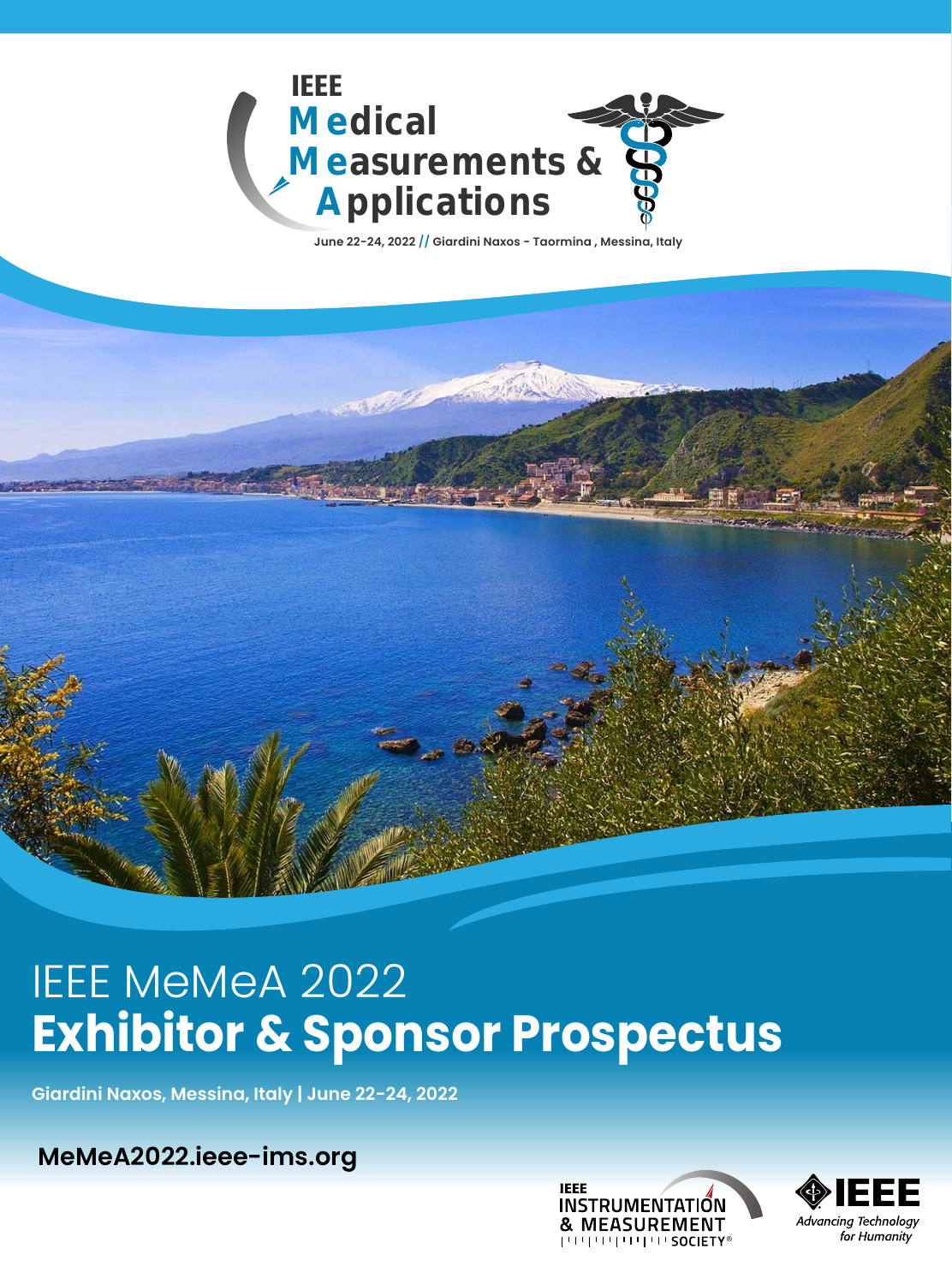IEEE

**Medical Measurements & Applications**

June 22-24, 2022 // Giardini Naxos - Taormina , Messina, Italy

# IEEE MeMeA 2022
# Exhibitor & Sponsor Prospectus

**Giardini Naxos, Messina, Italy | June 22-24, 2022**

**MeMeA2022.ieee-ims.org**

IEEE INSTRUMENTATION & MEASUREMENT SOCIETY®

IEEE *Advancing Technology for Humanity*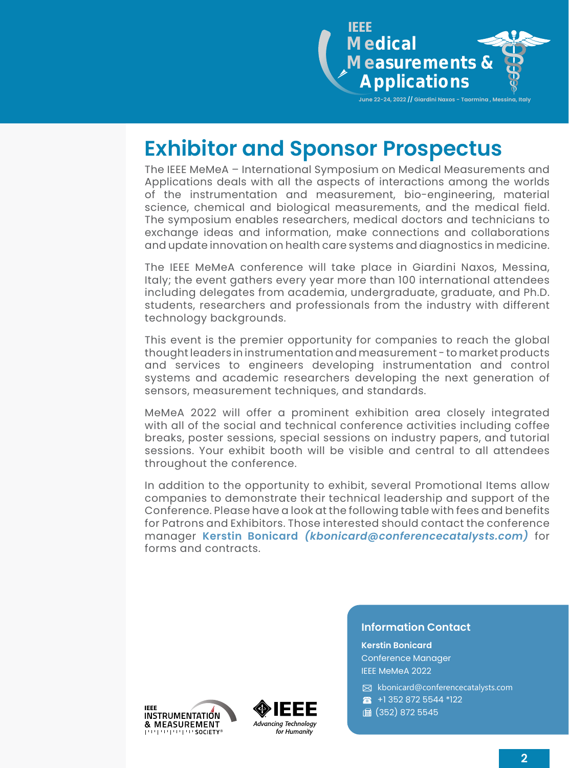# Exhibitor and Sponsor Prospectus

The IEEE MeMeA – International Symposium on Medical Measurements and Applications deals with all the aspects of interactions among the worlds of the instrumentation and measurement, bio-engineering, material science, chemical and biological measurements, and the medical field. The symposium enables researchers, medical doctors and technicians to exchange ideas and information, make connections and collaborations and update innovation on health care systems and diagnostics in medicine.

The IEEE MeMeA conference will take place in Giardini Naxos, Messina, Italy; the event gathers every year more than 100 international attendees including delegates from academia, undergraduate, graduate, and Ph.D. students, researchers and professionals from the industry with different technology backgrounds.

This event is the premier opportunity for companies to reach the global thought leaders in instrumentation and measurement - to market products and services to engineers developing instrumentation and control systems and academic researchers developing the next generation of sensors, measurement techniques, and standards.

MeMeA 2022 will offer a prominent exhibition area closely integrated with all of the social and technical conference activities including coffee breaks, poster sessions, special sessions on industry papers, and tutorial sessions. Your exhibit booth will be visible and central to all attendees throughout the conference.

In addition to the opportunity to exhibit, several Promotional Items allow companies to demonstrate their technical leadership and support of the Conference. Please have a look at the following table with fees and benefits for Patrons and Exhibitors. Those interested should contact the conference manager **Kerstin Bonicard** ***(kbonicard@conferencecatalysts.com)*** for forms and contracts.

### Information Contact

**Kerstin Bonicard**
Conference Manager
IEEE MeMeA 2022

kbonicard@conferencecatalysts.com
+1 352 872 5544 *122
(352) 872 5545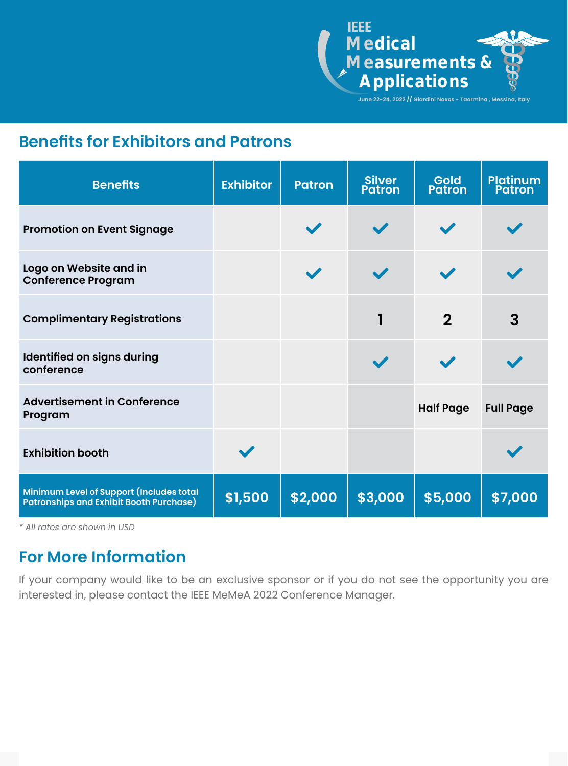## Benefits for Exhibitors and Patrons

| Benefits | Exhibitor | Patron | Silver Patron | Gold Patron | Platinum Patron |
|---|---|---|---|---|---|
| Promotion on Event Signage | | ✓ | ✓ | ✓ | ✓ |
| Logo on Website and in Conference Program | | ✓ | ✓ | ✓ | ✓ |
| Complimentary Registrations | | | 1 | 2 | 3 |
| Identified on signs during conference | | | ✓ | ✓ | ✓ |
| Advertisement in Conference Program | | | | Half Page | Full Page |
| Exhibition booth | ✓ | | | | ✓ |
| Minimum Level of Support (Includes total Patronships and Exhibit Booth Purchase) | $1,500 | $2,000 | $3,000 | $5,000 | $7,000 |

*\* All rates are shown in USD*

## For More Information

If your company would like to be an exclusive sponsor or if you do not see the opportunity you are interested in, please contact the IEEE MeMeA 2022 Conference Manager.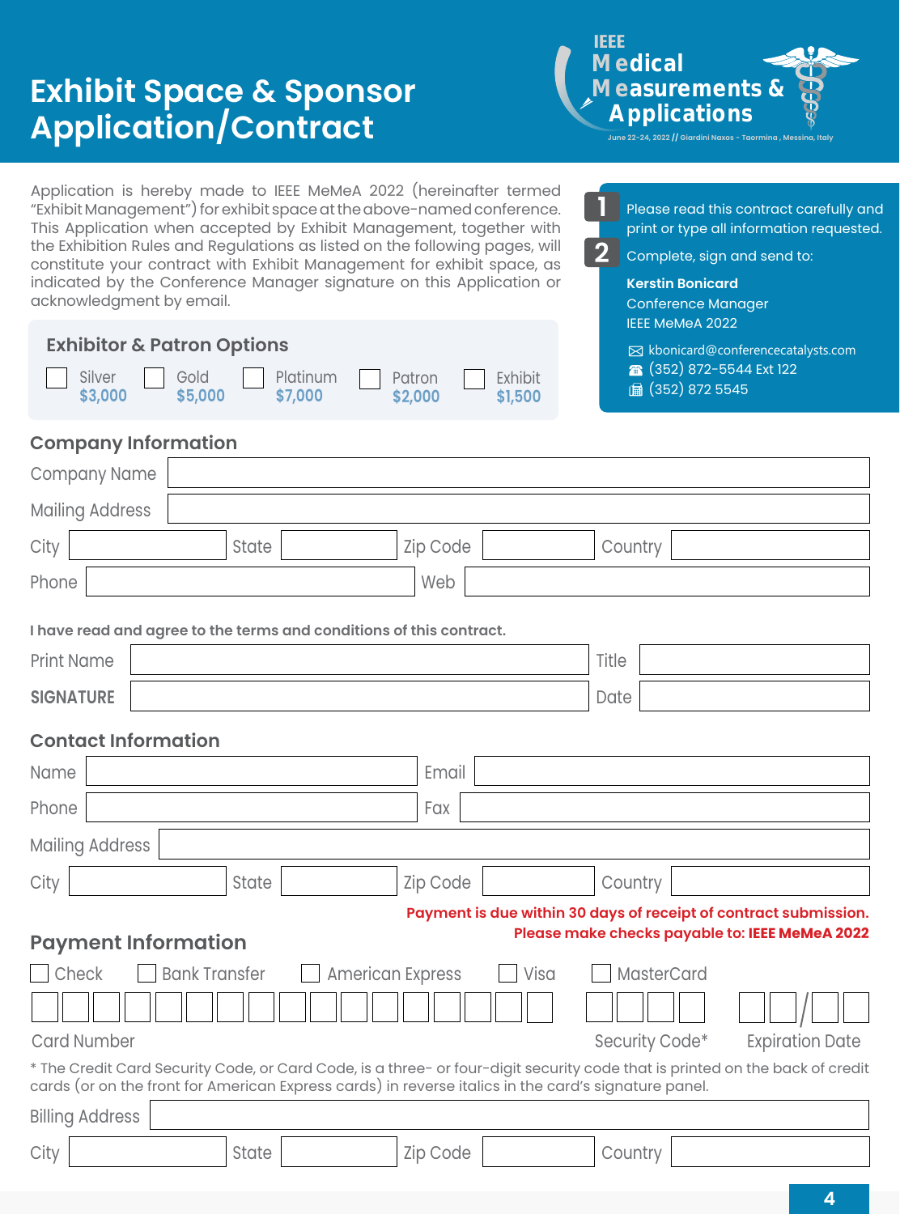# Exhibit Space & Sponsor Application/Contract

IEEE Medical Measurements & Applications

June 22-24, 2022 // Giardini Naxos - Taormina, Messina, Italy

Application is hereby made to IEEE MeMeA 2022 (hereinafter termed "Exhibit Management") for exhibit space at the above-named conference. This Application when accepted by Exhibit Management, together with the Exhibition Rules and Regulations as listed on the following pages, will constitute your contract with Exhibit Management for exhibit space, as indicated by the Conference Manager signature on this Application or acknowledgment by email.

**1** Please read this contract carefully and print or type all information requested.

**2** Complete, sign and send to:

**Kerstin Bonicard**
Conference Manager
IEEE MeMeA 2022

kbonicard@conferencecatalysts.com
(352) 872-5544 Ext 122
(352) 872 5545

## Exhibitor & Patron Options

☐ Silver $3,000 ☐ Gold $5,000 ☐ Platinum $7,000 ☐ Patron $2,000 ☐ Exhibit $1,500

## Company Information

Company Name ____________________

Mailing Address ____________________

City ________ State ________ Zip Code ________ Country ________

Phone ________ Web ________

**I have read and agree to the terms and conditions of this contract.**

Print Name ________ Title ________

**SIGNATURE** ________ Date ________

## Contact Information

Name ________ Email ________

Phone ________ Fax ________

Mailing Address ____________________

City ________ State ________ Zip Code ________ Country ________

**Payment is due within 30 days of receipt of contract submission.**
**Please make checks payable to: IEEE MeMeA 2022**

## Payment Information

☐ Check ☐ Bank Transfer ☐ American Express ☐ Visa ☐ MasterCard

Card Number ________ Security Code* ________ Expiration Date ____/____

\* The Credit Card Security Code, or Card Code, is a three- or four-digit security code that is printed on the back of credit cards (or on the front for American Express cards) in reverse italics in the card's signature panel.

Billing Address ____________________

City ________ State ________ Zip Code ________ Country ________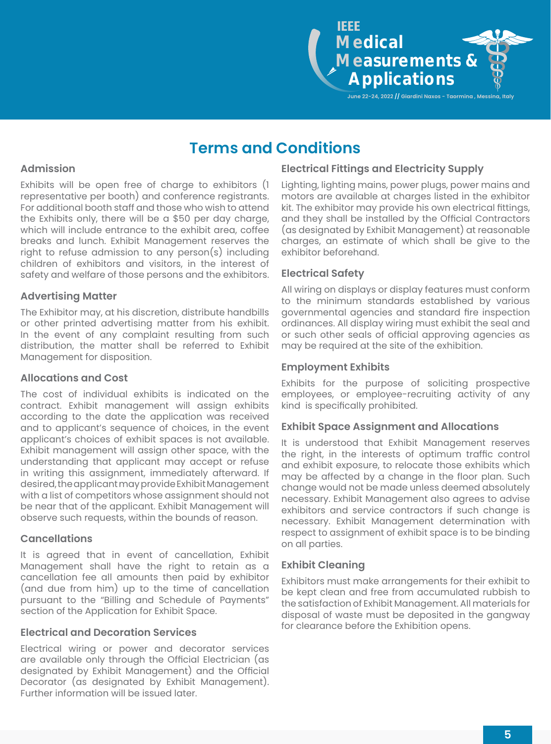## Terms and Conditions

### Admission

Exhibits will be open free of charge to exhibitors (1 representative per booth) and conference registrants. For additional booth staff and those who wish to attend the Exhibits only, there will be a $50 per day charge, which will include entrance to the exhibit area, coffee breaks and lunch. Exhibit Management reserves the right to refuse admission to any person(s) including children of exhibitors and visitors, in the interest of safety and welfare of those persons and the exhibitors.

### Advertising Matter

The Exhibitor may, at his discretion, distribute handbills or other printed advertising matter from his exhibit. In the event of any complaint resulting from such distribution, the matter shall be referred to Exhibit Management for disposition.

### Allocations and Cost

The cost of individual exhibits is indicated on the contract. Exhibit management will assign exhibits according to the date the application was received and to applicant's sequence of choices, in the event applicant's choices of exhibit spaces is not available. Exhibit management will assign other space, with the understanding that applicant may accept or refuse in writing this assignment, immediately afterward. If desired, the applicant may provide Exhibit Management with a list of competitors whose assignment should not be near that of the applicant. Exhibit Management will observe such requests, within the bounds of reason.

### Cancellations

It is agreed that in event of cancellation, Exhibit Management shall have the right to retain as a cancellation fee all amounts then paid by exhibitor (and due from him) up to the time of cancellation pursuant to the "Billing and Schedule of Payments" section of the Application for Exhibit Space.

### Electrical and Decoration Services

Electrical wiring or power and decorator services are available only through the Official Electrician (as designated by Exhibit Management) and the Official Decorator (as designated by Exhibit Management). Further information will be issued later.

### Electrical Fittings and Electricity Supply

Lighting, lighting mains, power plugs, power mains and motors are available at charges listed in the exhibitor kit. The exhibitor may provide his own electrical fittings, and they shall be installed by the Official Contractors (as designated by Exhibit Management) at reasonable charges, an estimate of which shall be give to the exhibitor beforehand.

### Electrical Safety

All wiring on displays or display features must conform to the minimum standards established by various governmental agencies and standard fire inspection ordinances. All display wiring must exhibit the seal and or such other seals of official approving agencies as may be required at the site of the exhibition.

### Employment Exhibits

Exhibits for the purpose of soliciting prospective employees, or employee-recruiting activity of any kind is specifically prohibited.

### Exhibit Space Assignment and Allocations

It is understood that Exhibit Management reserves the right, in the interests of optimum traffic control and exhibit exposure, to relocate those exhibits which may be affected by a change in the floor plan. Such change would not be made unless deemed absolutely necessary. Exhibit Management also agrees to advise exhibitors and service contractors if such change is necessary. Exhibit Management determination with respect to assignment of exhibit space is to be binding on all parties.

### Exhibit Cleaning

Exhibitors must make arrangements for their exhibit to be kept clean and free from accumulated rubbish to the satisfaction of Exhibit Management. All materials for disposal of waste must be deposited in the gangway for clearance before the Exhibition opens.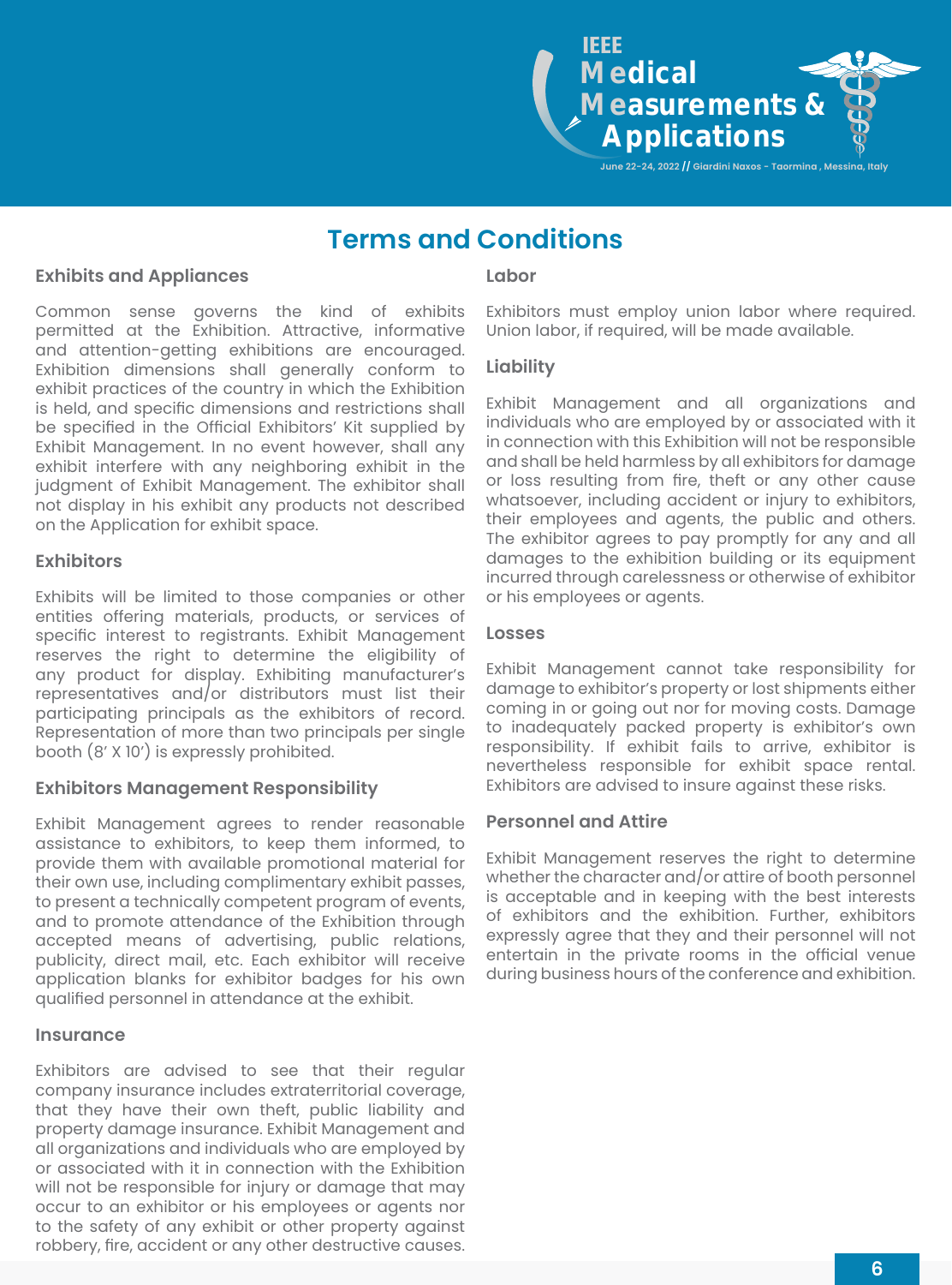# Terms and Conditions

## Exhibits and Appliances

Common sense governs the kind of exhibits permitted at the Exhibition. Attractive, informative and attention-getting exhibitions are encouraged. Exhibition dimensions shall generally conform to exhibit practices of the country in which the Exhibition is held, and specific dimensions and restrictions shall be specified in the Official Exhibitors' Kit supplied by Exhibit Management. In no event however, shall any exhibit interfere with any neighboring exhibit in the judgment of Exhibit Management. The exhibitor shall not display in his exhibit any products not described on the Application for exhibit space.

## Exhibitors

Exhibits will be limited to those companies or other entities offering materials, products, or services of specific interest to registrants. Exhibit Management reserves the right to determine the eligibility of any product for display. Exhibiting manufacturer's representatives and/or distributors must list their participating principals as the exhibitors of record. Representation of more than two principals per single booth (8' X 10') is expressly prohibited.

## Exhibitors Management Responsibility

Exhibit Management agrees to render reasonable assistance to exhibitors, to keep them informed, to provide them with available promotional material for their own use, including complimentary exhibit passes, to present a technically competent program of events, and to promote attendance of the Exhibition through accepted means of advertising, public relations, publicity, direct mail, etc. Each exhibitor will receive application blanks for exhibitor badges for his own qualified personnel in attendance at the exhibit.

## Insurance

Exhibitors are advised to see that their regular company insurance includes extraterritorial coverage, that they have their own theft, public liability and property damage insurance. Exhibit Management and all organizations and individuals who are employed by or associated with it in connection with the Exhibition will not be responsible for injury or damage that may occur to an exhibitor or his employees or agents nor to the safety of any exhibit or other property against robbery, fire, accident or any other destructive causes.

## Labor

Exhibitors must employ union labor where required. Union labor, if required, will be made available.

## Liability

Exhibit Management and all organizations and individuals who are employed by or associated with it in connection with this Exhibition will not be responsible and shall be held harmless by all exhibitors for damage or loss resulting from fire, theft or any other cause whatsoever, including accident or injury to exhibitors, their employees and agents, the public and others. The exhibitor agrees to pay promptly for any and all damages to the exhibition building or its equipment incurred through carelessness or otherwise of exhibitor or his employees or agents.

## Losses

Exhibit Management cannot take responsibility for damage to exhibitor's property or lost shipments either coming in or going out nor for moving costs. Damage to inadequately packed property is exhibitor's own responsibility. If exhibit fails to arrive, exhibitor is nevertheless responsible for exhibit space rental. Exhibitors are advised to insure against these risks.

## Personnel and Attire

Exhibit Management reserves the right to determine whether the character and/or attire of booth personnel is acceptable and in keeping with the best interests of exhibitors and the exhibition. Further, exhibitors expressly agree that they and their personnel will not entertain in the private rooms in the official venue during business hours of the conference and exhibition.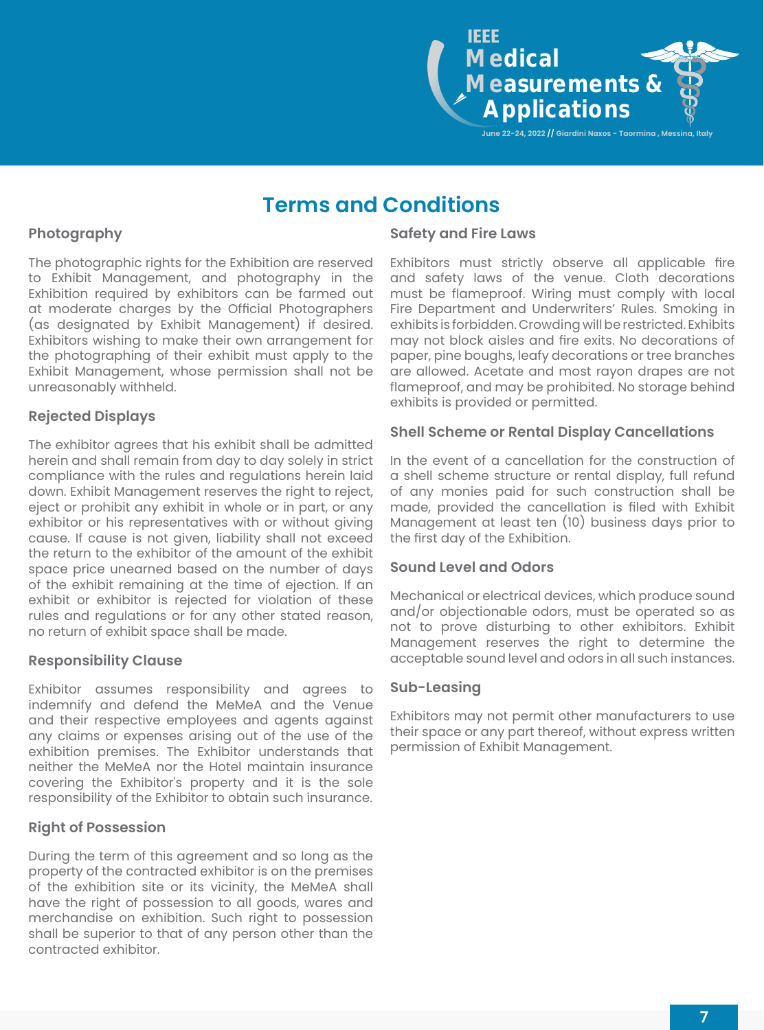# Terms and Conditions

## Photography

The photographic rights for the Exhibition are reserved to Exhibit Management, and photography in the Exhibition required by exhibitors can be farmed out at moderate charges by the Official Photographers (as designated by Exhibit Management) if desired. Exhibitors wishing to make their own arrangement for the photographing of their exhibit must apply to the Exhibit Management, whose permission shall not be unreasonably withheld.

## Rejected Displays

The exhibitor agrees that his exhibit shall be admitted herein and shall remain from day to day solely in strict compliance with the rules and regulations herein laid down. Exhibit Management reserves the right to reject, eject or prohibit any exhibit in whole or in part, or any exhibitor or his representatives with or without giving cause. If cause is not given, liability shall not exceed the return to the exhibitor of the amount of the exhibit space price unearned based on the number of days of the exhibit remaining at the time of ejection. If an exhibit or exhibitor is rejected for violation of these rules and regulations or for any other stated reason, no return of exhibit space shall be made.

## Responsibility Clause

Exhibitor assumes responsibility and agrees to indemnify and defend the MeMeA and the Venue and their respective employees and agents against any claims or expenses arising out of the use of the exhibition premises. The Exhibitor understands that neither the MeMeA nor the Hotel maintain insurance covering the Exhibitor's property and it is the sole responsibility of the Exhibitor to obtain such insurance.

## Right of Possession

During the term of this agreement and so long as the property of the contracted exhibitor is on the premises of the exhibition site or its vicinity, the MeMeA shall have the right of possession to all goods, wares and merchandise on exhibition. Such right to possession shall be superior to that of any person other than the contracted exhibitor.

## Safety and Fire Laws

Exhibitors must strictly observe all applicable fire and safety laws of the venue. Cloth decorations must be flameproof. Wiring must comply with local Fire Department and Underwriters' Rules. Smoking in exhibits is forbidden. Crowding will be restricted. Exhibits may not block aisles and fire exits. No decorations of paper, pine boughs, leafy decorations or tree branches are allowed. Acetate and most rayon drapes are not flameproof, and may be prohibited. No storage behind exhibits is provided or permitted.

## Shell Scheme or Rental Display Cancellations

In the event of a cancellation for the construction of a shell scheme structure or rental display, full refund of any monies paid for such construction shall be made, provided the cancellation is filed with Exhibit Management at least ten (10) business days prior to the first day of the Exhibition.

## Sound Level and Odors

Mechanical or electrical devices, which produce sound and/or objectionable odors, must be operated so as not to prove disturbing to other exhibitors. Exhibit Management reserves the right to determine the acceptable sound level and odors in all such instances.

## Sub-Leasing

Exhibitors may not permit other manufacturers to use their space or any part thereof, without express written permission of Exhibit Management.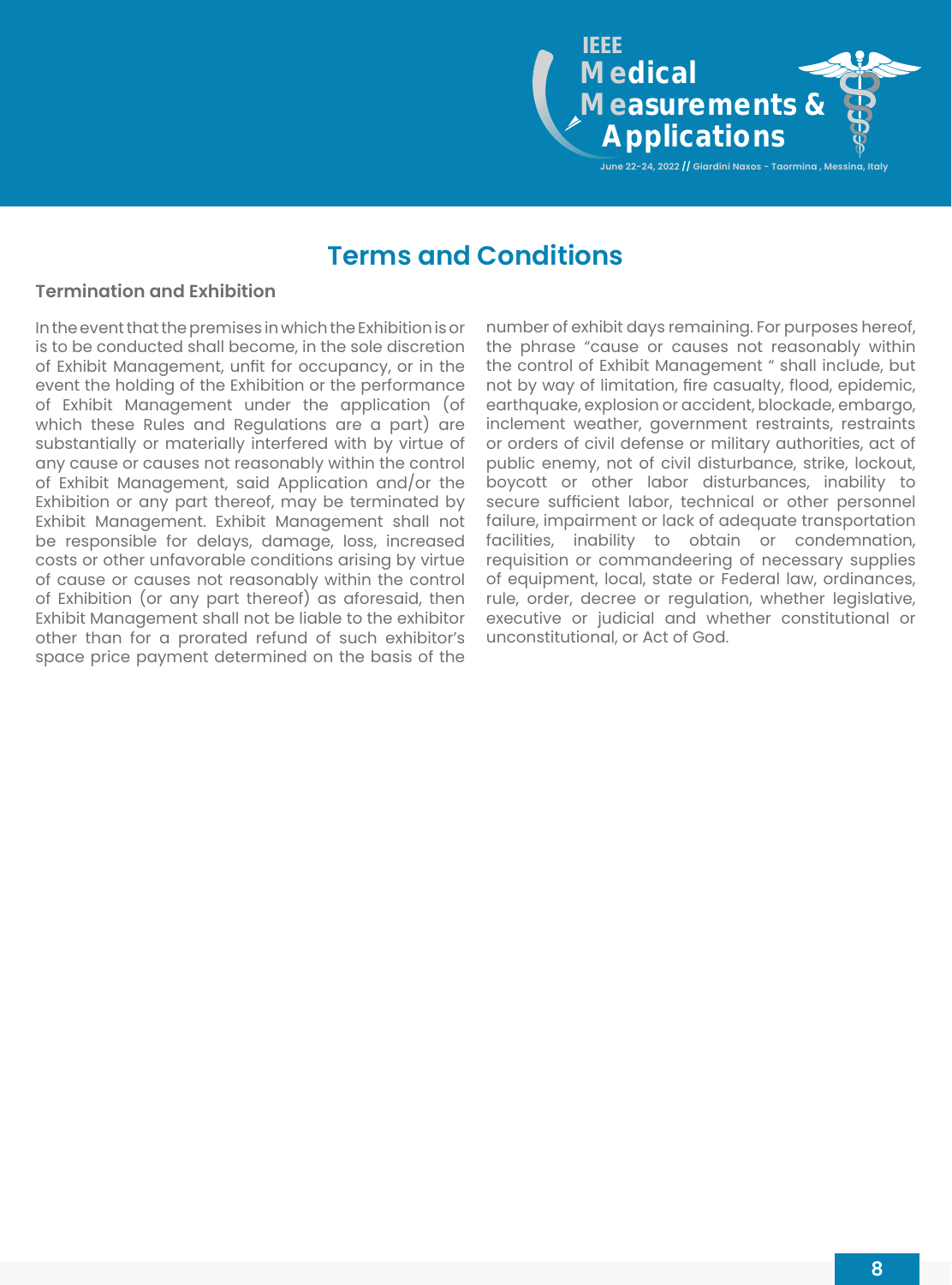# Terms and Conditions

## Termination and Exhibition

In the event that the premises in which the Exhibition is or is to be conducted shall become, in the sole discretion of Exhibit Management, unfit for occupancy, or in the event the holding of the Exhibition or the performance of Exhibit Management under the application (of which these Rules and Regulations are a part) are substantially or materially interfered with by virtue of any cause or causes not reasonably within the control of Exhibit Management, said Application and/or the Exhibition or any part thereof, may be terminated by Exhibit Management. Exhibit Management shall not be responsible for delays, damage, loss, increased costs or other unfavorable conditions arising by virtue of cause or causes not reasonably within the control of Exhibition (or any part thereof) as aforesaid, then Exhibit Management shall not be liable to the exhibitor other than for a prorated refund of such exhibitor's space price payment determined on the basis of the number of exhibit days remaining. For purposes hereof, the phrase "cause or causes not reasonably within the control of Exhibit Management " shall include, but not by way of limitation, fire casualty, flood, epidemic, earthquake, explosion or accident, blockade, embargo, inclement weather, government restraints, restraints or orders of civil defense or military authorities, act of public enemy, not of civil disturbance, strike, lockout, boycott or other labor disturbances, inability to secure sufficient labor, technical or other personnel failure, impairment or lack of adequate transportation facilities, inability to obtain or condemnation, requisition or commandeering of necessary supplies of equipment, local, state or Federal law, ordinances, rule, order, decree or regulation, whether legislative, executive or judicial and whether constitutional or unconstitutional, or Act of God.